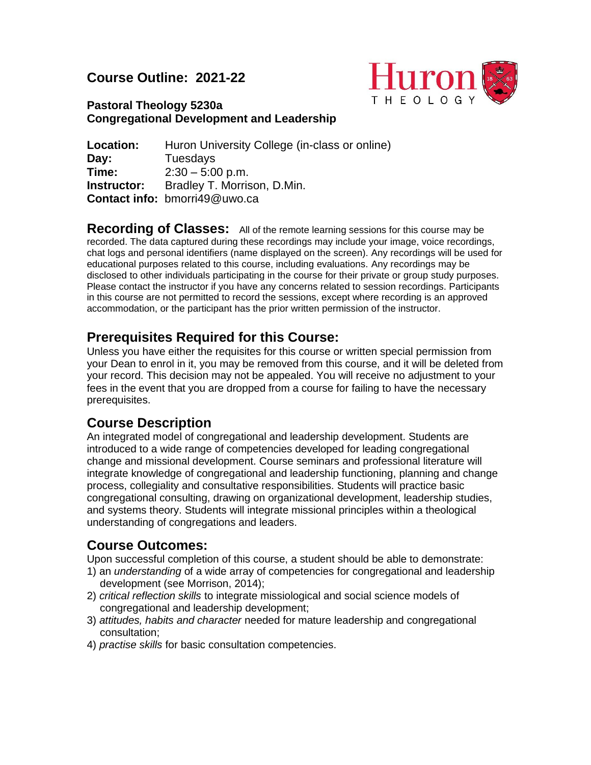# Course Outline: 2021-22

**Pastoral Theology 5230a**
**Congregational Development and Leadership**

**Location:** Huron University College (in-class or online)
**Day:** Tuesdays
**Time:** 2:30 – 5:00 p.m.
**Instructor:** Bradley T. Morrison, D.Min.
**Contact info:** bmorri49@uwo.ca

**Recording of Classes:** All of the remote learning sessions for this course may be recorded. The data captured during these recordings may include your image, voice recordings, chat logs and personal identifiers (name displayed on the screen). Any recordings will be used for educational purposes related to this course, including evaluations. Any recordings may be disclosed to other individuals participating in the course for their private or group study purposes. Please contact the instructor if you have any concerns related to session recordings. Participants in this course are not permitted to record the sessions, except where recording is an approved accommodation, or the participant has the prior written permission of the instructor.

## Prerequisites Required for this Course:

Unless you have either the requisites for this course or written special permission from your Dean to enrol in it, you may be removed from this course, and it will be deleted from your record. This decision may not be appealed. You will receive no adjustment to your fees in the event that you are dropped from a course for failing to have the necessary prerequisites.

## Course Description

An integrated model of congregational and leadership development. Students are introduced to a wide range of competencies developed for leading congregational change and missional development. Course seminars and professional literature will integrate knowledge of congregational and leadership functioning, planning and change process, collegiality and consultative responsibilities. Students will practice basic congregational consulting, drawing on organizational development, leadership studies, and systems theory. Students will integrate missional principles within a theological understanding of congregations and leaders.

## Course Outcomes:

Upon successful completion of this course, a student should be able to demonstrate:

1) an *understanding* of a wide array of competencies for congregational and leadership development (see Morrison, 2014);
2) *critical reflection skills* to integrate missiological and social science models of congregational and leadership development;
3) *attitudes, habits and character* needed for mature leadership and congregational consultation;
4) *practise skills* for basic consultation competencies.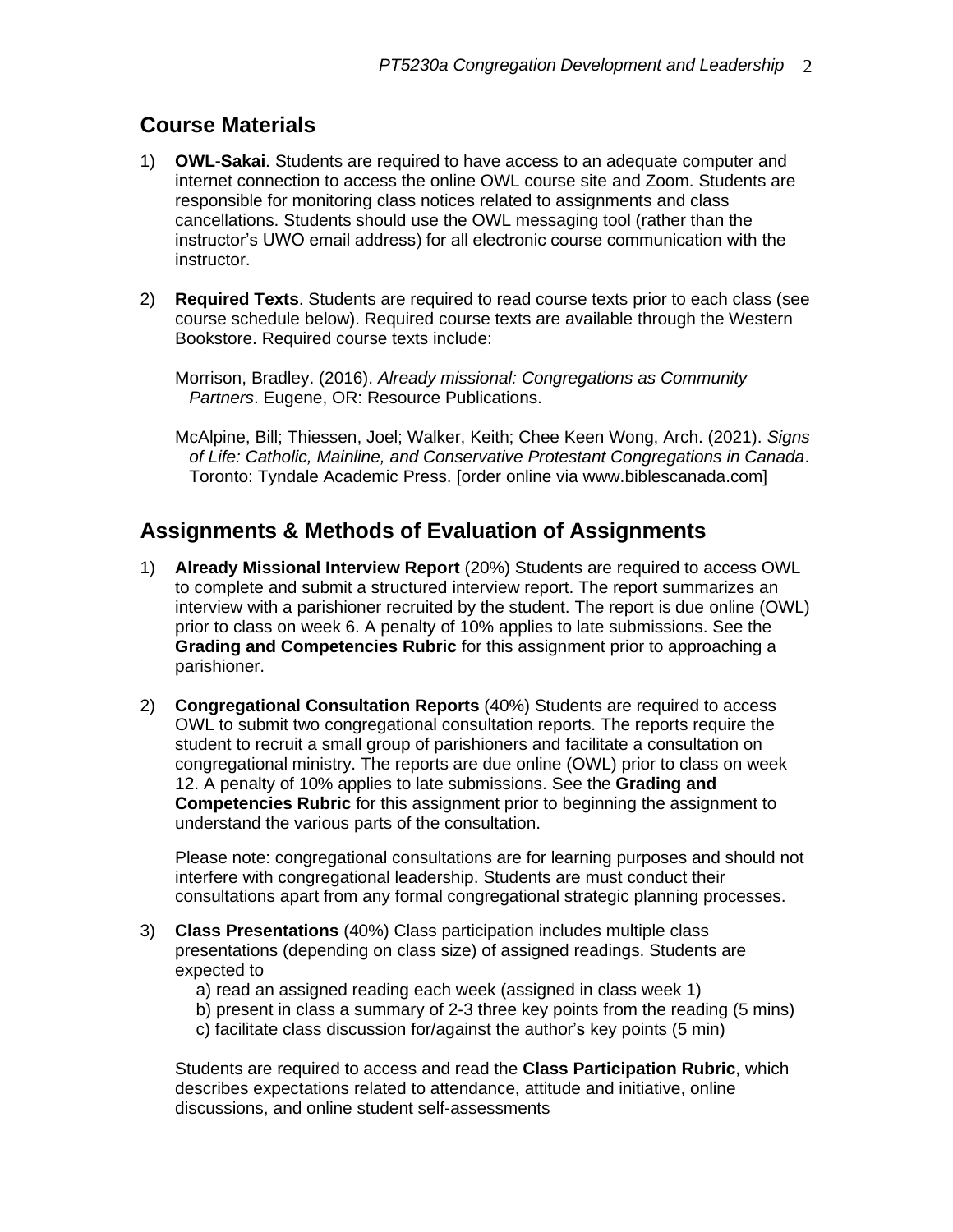## Course Materials

1) **OWL-Sakai**. Students are required to have access to an adequate computer and internet connection to access the online OWL course site and Zoom. Students are responsible for monitoring class notices related to assignments and class cancellations. Students should use the OWL messaging tool (rather than the instructor's UWO email address) for all electronic course communication with the instructor.

2) **Required Texts**. Students are required to read course texts prior to each class (see course schedule below). Required course texts are available through the Western Bookstore. Required course texts include:

   Morrison, Bradley. (2016). *Already missional: Congregations as Community Partners*. Eugene, OR: Resource Publications.

   McAlpine, Bill; Thiessen, Joel; Walker, Keith; Chee Keen Wong, Arch. (2021). *Signs of Life: Catholic, Mainline, and Conservative Protestant Congregations in Canada*. Toronto: Tyndale Academic Press. [order online via www.biblescanada.com]

## Assignments & Methods of Evaluation of Assignments

1) **Already Missional Interview Report** (20%) Students are required to access OWL to complete and submit a structured interview report. The report summarizes an interview with a parishioner recruited by the student. The report is due online (OWL) prior to class on week 6. A penalty of 10% applies to late submissions. See the **Grading and Competencies Rubric** for this assignment prior to approaching a parishioner.

2) **Congregational Consultation Reports** (40%) Students are required to access OWL to submit two congregational consultation reports. The reports require the student to recruit a small group of parishioners and facilitate a consultation on congregational ministry. The reports are due online (OWL) prior to class on week 12. A penalty of 10% applies to late submissions. See the **Grading and Competencies Rubric** for this assignment prior to beginning the assignment to understand the various parts of the consultation.

   Please note: congregational consultations are for learning purposes and should not interfere with congregational leadership. Students are must conduct their consultations apart from any formal congregational strategic planning processes.

3) **Class Presentations** (40%) Class participation includes multiple class presentations (depending on class size) of assigned readings. Students are expected to
   a) read an assigned reading each week (assigned in class week 1)
   b) present in class a summary of 2-3 three key points from the reading (5 mins)
   c) facilitate class discussion for/against the author's key points (5 min)

   Students are required to access and read the **Class Participation Rubric**, which describes expectations related to attendance, attitude and initiative, online discussions, and online student self-assessments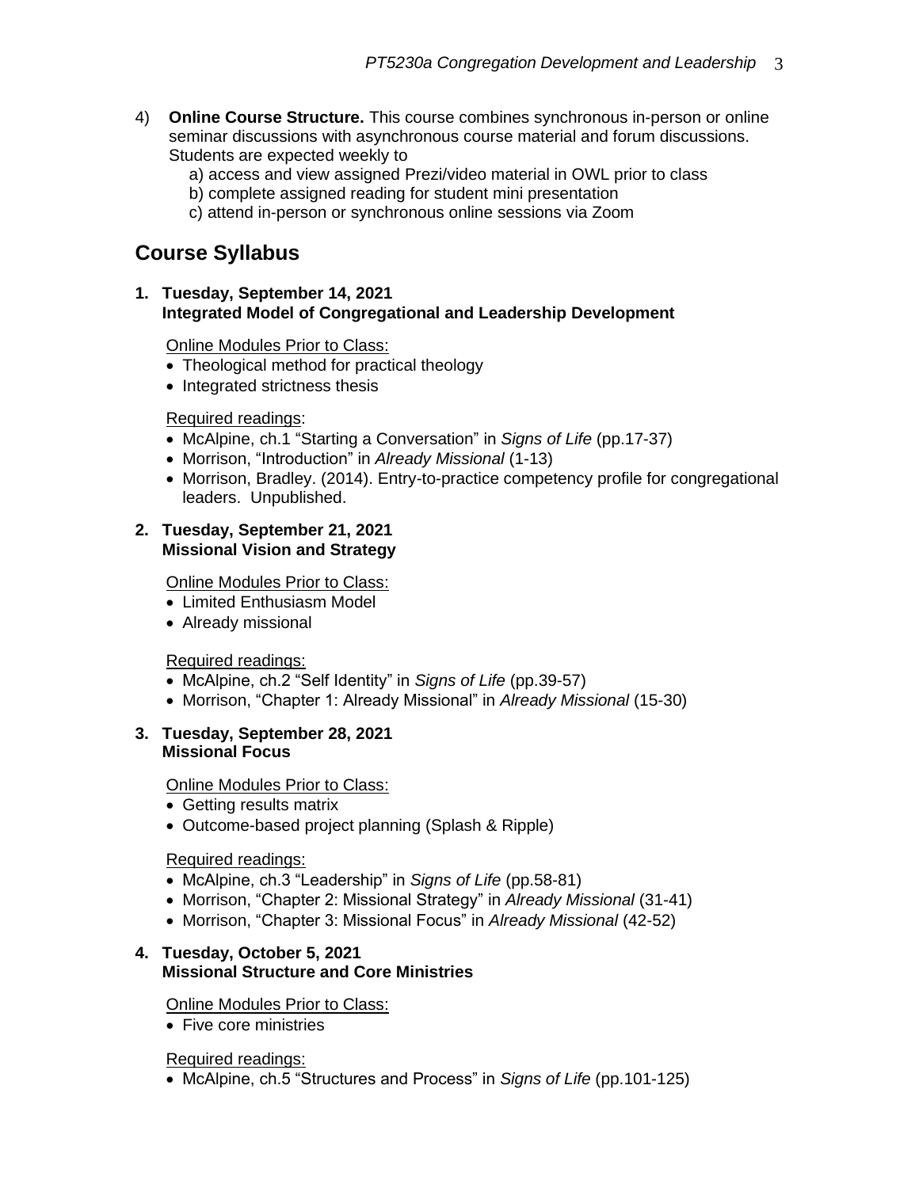4) **Online Course Structure.** This course combines synchronous in-person or online seminar discussions with asynchronous course material and forum discussions. Students are expected weekly to
   a) access and view assigned Prezi/video material in OWL prior to class
   b) complete assigned reading for student mini presentation
   c) attend in-person or synchronous online sessions via Zoom

## Course Syllabus

**1. Tuesday, September 14, 2021**
**Integrated Model of Congregational and Leadership Development**

Online Modules Prior to Class:

- Theological method for practical theology
- Integrated strictness thesis

Required readings:

- McAlpine, ch.1 "Starting a Conversation" in *Signs of Life* (pp.17-37)
- Morrison, "Introduction" in *Already Missional* (1-13)
- Morrison, Bradley. (2014). Entry-to-practice competency profile for congregational leaders. Unpublished.

**2. Tuesday, September 21, 2021**
**Missional Vision and Strategy**

Online Modules Prior to Class:

- Limited Enthusiasm Model
- Already missional

Required readings:

- McAlpine, ch.2 "Self Identity" in *Signs of Life* (pp.39-57)
- Morrison, "Chapter 1: Already Missional" in *Already Missional* (15-30)

**3. Tuesday, September 28, 2021**
**Missional Focus**

Online Modules Prior to Class:

- Getting results matrix
- Outcome-based project planning (Splash & Ripple)

Required readings:

- McAlpine, ch.3 "Leadership" in *Signs of Life* (pp.58-81)
- Morrison, "Chapter 2: Missional Strategy" in *Already Missional* (31-41)
- Morrison, "Chapter 3: Missional Focus" in *Already Missional* (42-52)

**4. Tuesday, October 5, 2021**
**Missional Structure and Core Ministries**

Online Modules Prior to Class:

- Five core ministries

Required readings:

- McAlpine, ch.5 "Structures and Process" in *Signs of Life* (pp.101-125)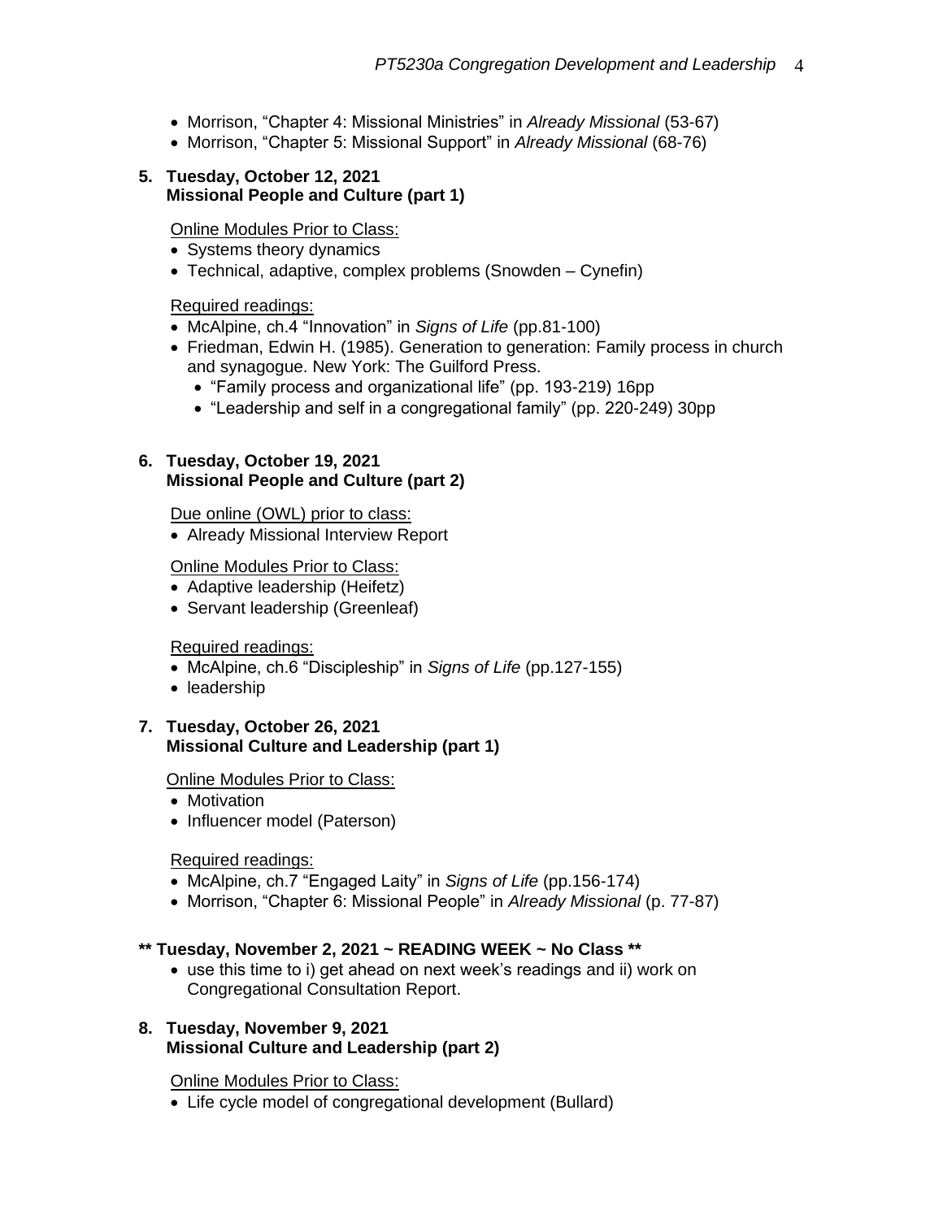- Morrison, "Chapter 4: Missional Ministries" in *Already Missional* (53-67)
- Morrison, "Chapter 5: Missional Support" in *Already Missional* (68-76)

**5. Tuesday, October 12, 2021**
**Missional People and Culture (part 1)**

Online Modules Prior to Class:

- Systems theory dynamics
- Technical, adaptive, complex problems (Snowden – Cynefin)

Required readings:

- McAlpine, ch.4 "Innovation" in *Signs of Life* (pp.81-100)
- Friedman, Edwin H. (1985). Generation to generation: Family process in church and synagogue. New York: The Guilford Press.
  - "Family process and organizational life" (pp. 193-219) 16pp
  - "Leadership and self in a congregational family" (pp. 220-249) 30pp

**6. Tuesday, October 19, 2021**
**Missional People and Culture (part 2)**

Due online (OWL) prior to class:

- Already Missional Interview Report

Online Modules Prior to Class:

- Adaptive leadership (Heifetz)
- Servant leadership (Greenleaf)

Required readings:

- McAlpine, ch.6 "Discipleship" in *Signs of Life* (pp.127-155)
- leadership

**7. Tuesday, October 26, 2021**
**Missional Culture and Leadership (part 1)**

Online Modules Prior to Class:

- Motivation
- Influencer model (Paterson)

Required readings:

- McAlpine, ch.7 "Engaged Laity" in *Signs of Life* (pp.156-174)
- Morrison, "Chapter 6: Missional People" in *Already Missional* (p. 77-87)

**\*\* Tuesday, November 2, 2021 ~ READING WEEK ~ No Class \*\***

- use this time to i) get ahead on next week's readings and ii) work on Congregational Consultation Report.

**8. Tuesday, November 9, 2021**
**Missional Culture and Leadership (part 2)**

Online Modules Prior to Class:

- Life cycle model of congregational development (Bullard)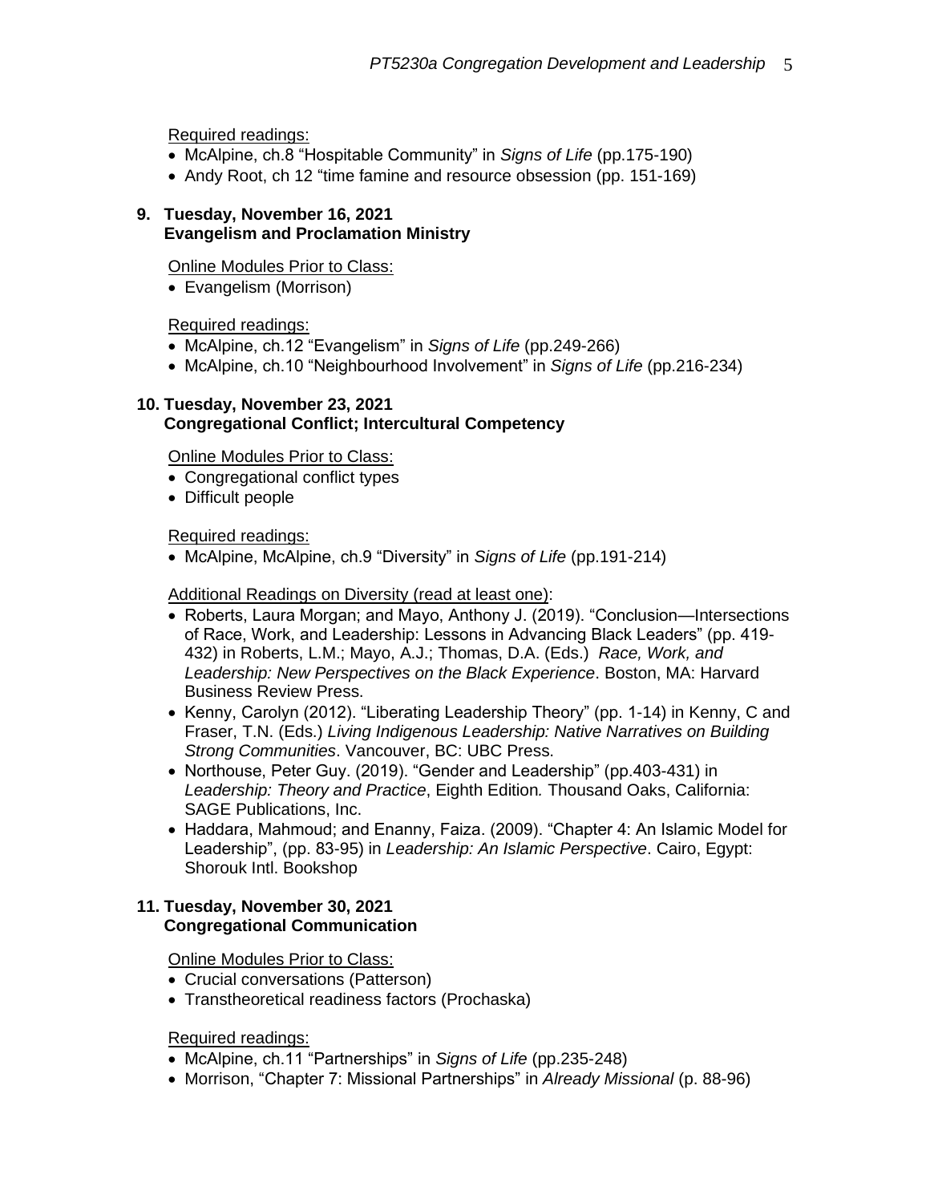Required readings:

- McAlpine, ch.8 “Hospitable Community” in *Signs of Life* (pp.175-190)
- Andy Root, ch 12 “time famine and resource obsession (pp. 151-169)

**9. Tuesday, November 16, 2021**
**Evangelism and Proclamation Ministry**

Online Modules Prior to Class:

- Evangelism (Morrison)

Required readings:

- McAlpine, ch.12 “Evangelism” in *Signs of Life* (pp.249-266)
- McAlpine, ch.10 “Neighbourhood Involvement” in *Signs of Life* (pp.216-234)

**10. Tuesday, November 23, 2021**
**Congregational Conflict; Intercultural Competency**

Online Modules Prior to Class:

- Congregational conflict types
- Difficult people

Required readings:

- McAlpine, McAlpine, ch.9 “Diversity” in *Signs of Life* (pp.191-214)

Additional Readings on Diversity (read at least one):

- Roberts, Laura Morgan; and Mayo, Anthony J. (2019). “Conclusion—Intersections of Race, Work, and Leadership: Lessons in Advancing Black Leaders” (pp. 419-432) in Roberts, L.M.; Mayo, A.J.; Thomas, D.A. (Eds.) *Race, Work, and Leadership: New Perspectives on the Black Experience*. Boston, MA: Harvard Business Review Press.
- Kenny, Carolyn (2012). “Liberating Leadership Theory” (pp. 1-14) in Kenny, C and Fraser, T.N. (Eds.) *Living Indigenous Leadership: Native Narratives on Building Strong Communities*. Vancouver, BC: UBC Press.
- Northouse, Peter Guy. (2019). “Gender and Leadership” (pp.403-431) in *Leadership: Theory and Practice*, Eighth Edition*.* Thousand Oaks, California: SAGE Publications, Inc.
- Haddara, Mahmoud; and Enanny, Faiza. (2009). “Chapter 4: An Islamic Model for Leadership”, (pp. 83-95) in *Leadership: An Islamic Perspective*. Cairo, Egypt: Shorouk Intl. Bookshop

**11. Tuesday, November 30, 2021**
**Congregational Communication**

Online Modules Prior to Class:

- Crucial conversations (Patterson)
- Transtheoretical readiness factors (Prochaska)

Required readings:

- McAlpine, ch.11 “Partnerships” in *Signs of Life* (pp.235-248)
- Morrison, “Chapter 7: Missional Partnerships” in *Already Missional* (p. 88-96)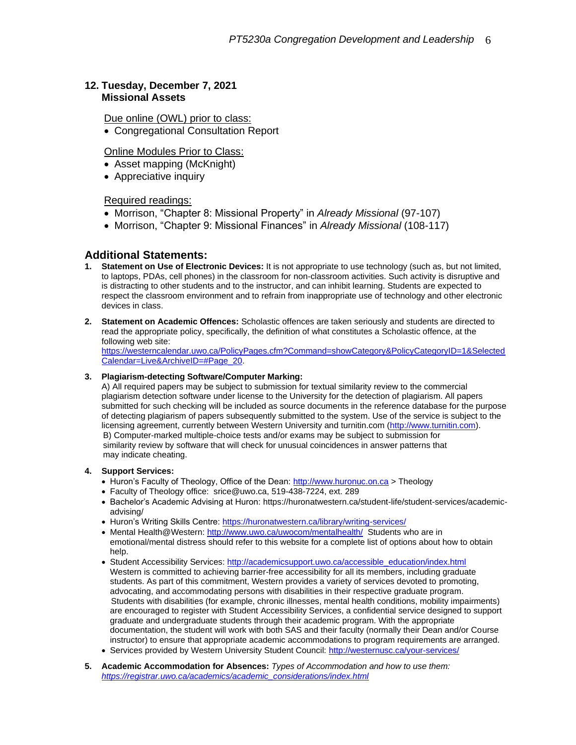**12. Tuesday, December 7, 2021**
**Missional Assets**

Due online (OWL) prior to class:

- Congregational Consultation Report

Online Modules Prior to Class:

- Asset mapping (McKnight)
- Appreciative inquiry

Required readings:

- Morrison, "Chapter 8: Missional Property" in *Already Missional* (97-107)
- Morrison, "Chapter 9: Missional Finances" in *Already Missional* (108-117)

## Additional Statements:

1. **Statement on Use of Electronic Devices:** It is not appropriate to use technology (such as, but not limited, to laptops, PDAs, cell phones) in the classroom for non-classroom activities. Such activity is disruptive and is distracting to other students and to the instructor, and can inhibit learning. Students are expected to respect the classroom environment and to refrain from inappropriate use of technology and other electronic devices in class.

2. **Statement on Academic Offences:** Scholastic offences are taken seriously and students are directed to read the appropriate policy, specifically, the definition of what constitutes a Scholastic offence, at the following web site: https://westerncalendar.uwo.ca/PolicyPages.cfm?Command=showCategory&PolicyCategoryID=1&SelectedCalendar=Live&ArchiveID=#Page_20.

3. **Plagiarism-detecting Software/Computer Marking:**
   A) All required papers may be subject to submission for textual similarity review to the commercial plagiarism detection software under license to the University for the detection of plagiarism. All papers submitted for such checking will be included as source documents in the reference database for the purpose of detecting plagiarism of papers subsequently submitted to the system. Use of the service is subject to the licensing agreement, currently between Western University and turnitin.com (http://www.turnitin.com).
   B) Computer-marked multiple-choice tests and/or exams may be subject to submission for similarity review by software that will check for unusual coincidences in answer patterns that may indicate cheating.

4. **Support Services:**
   - Huron's Faculty of Theology, Office of the Dean: http://www.huronuc.on.ca > Theology
   - Faculty of Theology office: srice@uwo.ca, 519-438-7224, ext. 289
   - Bachelor's Academic Advising at Huron: https://huronatwestern.ca/student-life/student-services/academic-advising/
   - Huron's Writing Skills Centre: https://huronatwestern.ca/library/writing-services/
   - Mental Health@Western: http://www.uwo.ca/uwocom/mentalhealth/ Students who are in emotional/mental distress should refer to this website for a complete list of options about how to obtain help.
   - Student Accessibility Services: http://academicsupport.uwo.ca/accessible_education/index.html Western is committed to achieving barrier-free accessibility for all its members, including graduate students. As part of this commitment, Western provides a variety of services devoted to promoting, advocating, and accommodating persons with disabilities in their respective graduate program. Students with disabilities (for example, chronic illnesses, mental health conditions, mobility impairments) are encouraged to register with Student Accessibility Services, a confidential service designed to support graduate and undergraduate students through their academic program. With the appropriate documentation, the student will work with both SAS and their faculty (normally their Dean and/or Course instructor) to ensure that appropriate academic accommodations to program requirements are arranged.
   - Services provided by Western University Student Council: http://westernusc.ca/your-services/

5. **Academic Accommodation for Absences:** *Types of Accommodation and how to use them:* *https://registrar.uwo.ca/academics/academic_considerations/index.html*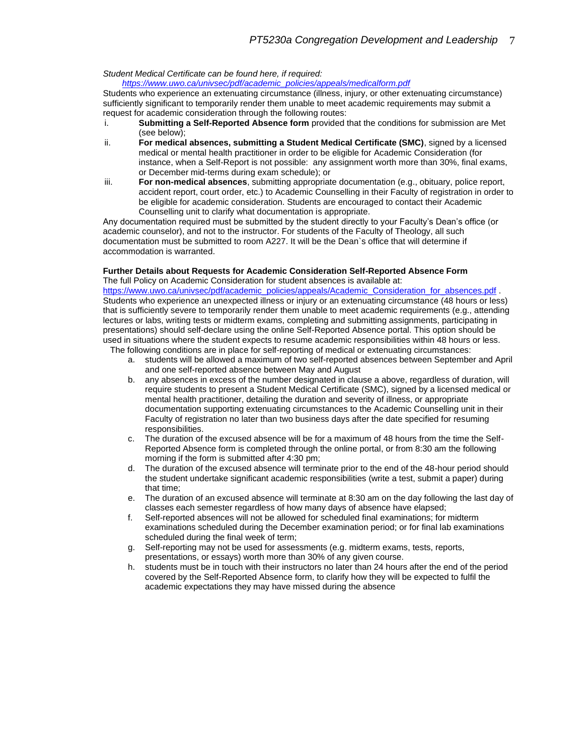*Student Medical Certificate can be found here, if required:*
*https://www.uwo.ca/univsec/pdf/academic_policies/appeals/medicalform.pdf*

Students who experience an extenuating circumstance (illness, injury, or other extenuating circumstance) sufficiently significant to temporarily render them unable to meet academic requirements may submit a request for academic consideration through the following routes:

i. **Submitting a Self-Reported Absence form** provided that the conditions for submission are Met (see below);
ii. **For medical absences, submitting a Student Medical Certificate (SMC)**, signed by a licensed medical or mental health practitioner in order to be eligible for Academic Consideration (for instance, when a Self-Report is not possible: any assignment worth more than 30%, final exams, or December mid-terms during exam schedule); or
iii. **For non-medical absences**, submitting appropriate documentation (e.g., obituary, police report, accident report, court order, etc.) to Academic Counselling in their Faculty of registration in order to be eligible for academic consideration. Students are encouraged to contact their Academic Counselling unit to clarify what documentation is appropriate.

Any documentation required must be submitted by the student directly to your Faculty's Dean's office (or academic counselor), and not to the instructor. For students of the Faculty of Theology, all such documentation must be submitted to room A227. It will be the Dean`s office that will determine if accommodation is warranted.

**Further Details about Requests for Academic Consideration Self-Reported Absence Form**

The full Policy on Academic Consideration for student absences is available at: https://www.uwo.ca/univsec/pdf/academic_policies/appeals/Academic_Consideration_for_absences.pdf .

Students who experience an unexpected illness or injury or an extenuating circumstance (48 hours or less) that is sufficiently severe to temporarily render them unable to meet academic requirements (e.g., attending lectures or labs, writing tests or midterm exams, completing and submitting assignments, participating in presentations) should self-declare using the online Self-Reported Absence portal. This option should be used in situations where the student expects to resume academic responsibilities within 48 hours or less.

The following conditions are in place for self-reporting of medical or extenuating circumstances:

a. students will be allowed a maximum of two self-reported absences between September and April and one self-reported absence between May and August
b. any absences in excess of the number designated in clause a above, regardless of duration, will require students to present a Student Medical Certificate (SMC), signed by a licensed medical or mental health practitioner, detailing the duration and severity of illness, or appropriate documentation supporting extenuating circumstances to the Academic Counselling unit in their Faculty of registration no later than two business days after the date specified for resuming responsibilities.
c. The duration of the excused absence will be for a maximum of 48 hours from the time the Self-Reported Absence form is completed through the online portal, or from 8:30 am the following morning if the form is submitted after 4:30 pm;
d. The duration of the excused absence will terminate prior to the end of the 48-hour period should the student undertake significant academic responsibilities (write a test, submit a paper) during that time;
e. The duration of an excused absence will terminate at 8:30 am on the day following the last day of classes each semester regardless of how many days of absence have elapsed;
f. Self-reported absences will not be allowed for scheduled final examinations; for midterm examinations scheduled during the December examination period; or for final lab examinations scheduled during the final week of term;
g. Self-reporting may not be used for assessments (e.g. midterm exams, tests, reports, presentations, or essays) worth more than 30% of any given course.
h. students must be in touch with their instructors no later than 24 hours after the end of the period covered by the Self-Reported Absence form, to clarify how they will be expected to fulfil the academic expectations they may have missed during the absence